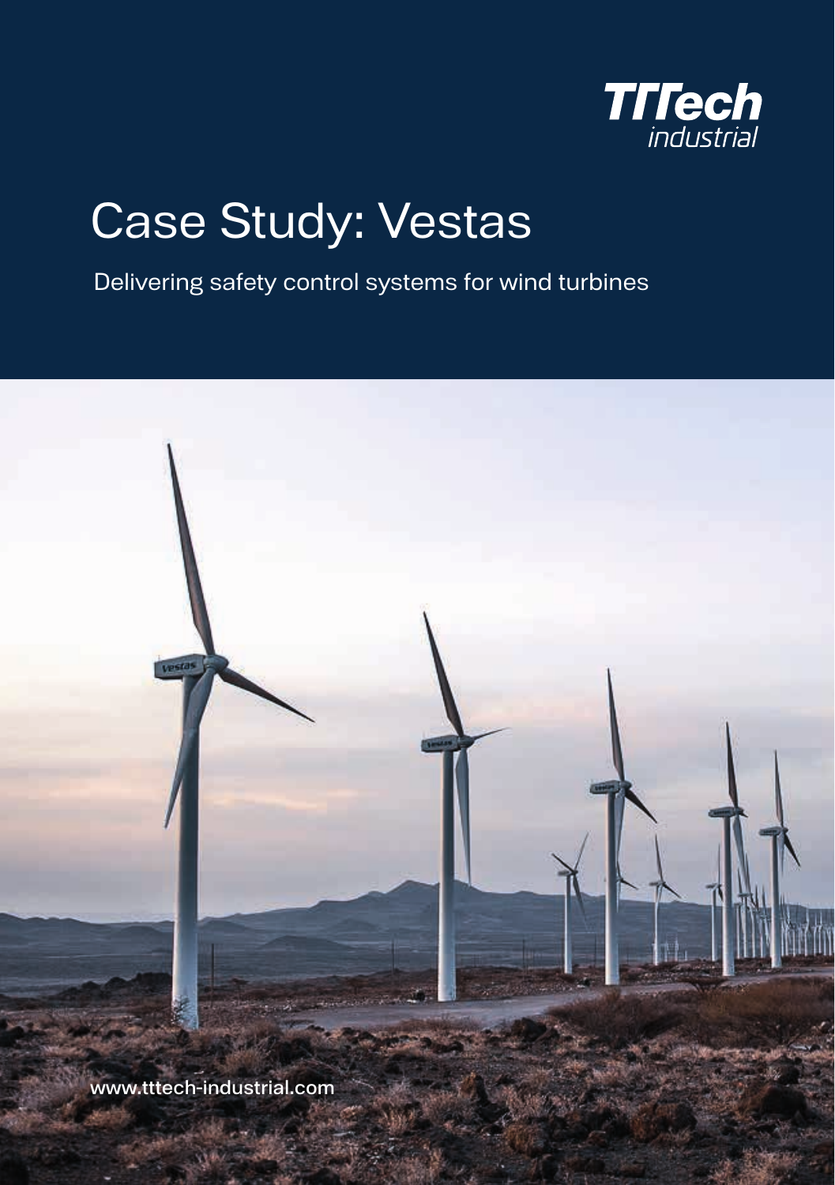TTTech
industrial

# Case Study: Vestas

Delivering safety control systems for wind turbines

www.tttech-industrial.com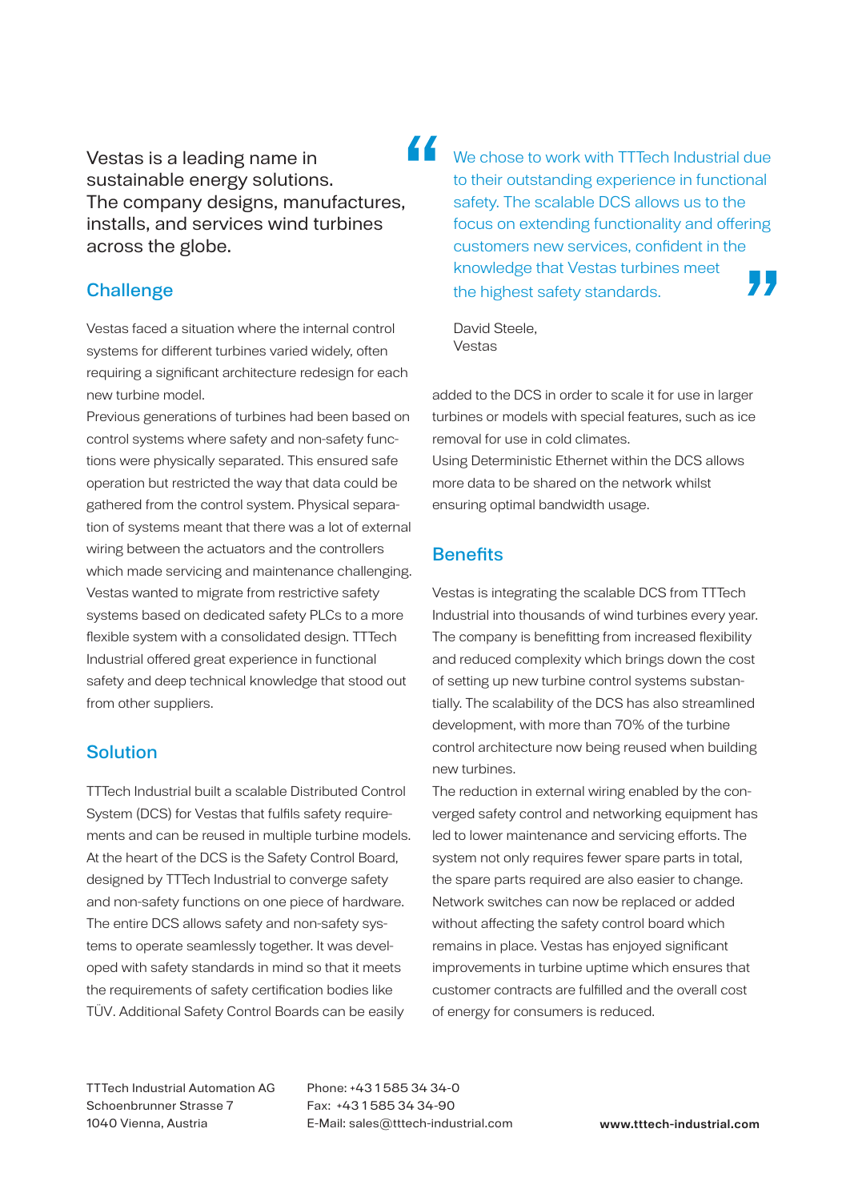Vestas is a leading name in sustainable energy solutions. The company designs, manufactures, installs, and services wind turbines across the globe.

> "We chose to work with TTTech Industrial due to their outstanding experience in functional safety. The scalable DCS allows us to the focus on extending functionality and offering customers new services, confident in the knowledge that Vestas turbines meet the highest safety standards."
>
> David Steele,
> Vestas

## Challenge

Vestas faced a situation where the internal control systems for different turbines varied widely, often requiring a significant architecture redesign for each new turbine model.
Previous generations of turbines had been based on control systems where safety and non-safety functions were physically separated. This ensured safe operation but restricted the way that data could be gathered from the control system. Physical separation of systems meant that there was a lot of external wiring between the actuators and the controllers which made servicing and maintenance challenging. Vestas wanted to migrate from restrictive safety systems based on dedicated safety PLCs to a more flexible system with a consolidated design. TTTech Industrial offered great experience in functional safety and deep technical knowledge that stood out from other suppliers.

## Solution

TTTech Industrial built a scalable Distributed Control System (DCS) for Vestas that fulfils safety requirements and can be reused in multiple turbine models. At the heart of the DCS is the Safety Control Board, designed by TTTech Industrial to converge safety and non-safety functions on one piece of hardware. The entire DCS allows safety and non-safety systems to operate seamlessly together. It was developed with safety standards in mind so that it meets the requirements of safety certification bodies like TÜV. Additional Safety Control Boards can be easily added to the DCS in order to scale it for use in larger turbines or models with special features, such as ice removal for use in cold climates.
Using Deterministic Ethernet within the DCS allows more data to be shared on the network whilst ensuring optimal bandwidth usage.

## Benefits

Vestas is integrating the scalable DCS from TTTech Industrial into thousands of wind turbines every year. The company is benefitting from increased flexibility and reduced complexity which brings down the cost of setting up new turbine control systems substantially. The scalability of the DCS has also streamlined development, with more than 70% of the turbine control architecture now being reused when building new turbines.
The reduction in external wiring enabled by the converged safety control and networking equipment has led to lower maintenance and servicing efforts. The system not only requires fewer spare parts in total, the spare parts required are also easier to change. Network switches can now be replaced or added without affecting the safety control board which remains in place. Vestas has enjoyed significant improvements in turbine uptime which ensures that customer contracts are fulfilled and the overall cost of energy for consumers is reduced.

TTTech Industrial Automation AG
Schoenbrunner Strasse 7
1040 Vienna, Austria

Phone: +43 1 585 34 34-0
Fax: +43 1 585 34 34-90
E-Mail: sales@tttech-industrial.com

**www.tttech-industrial.com**